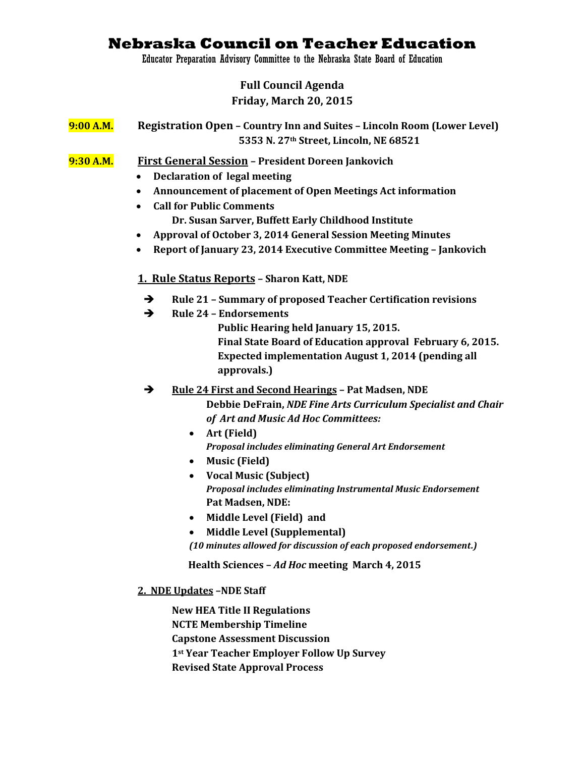# Nebraska Council on Teacher Education

Educator Preparation Advisory Committee to the Nebraska State Board of Education

**Full Council Agenda**
**Friday, March 20, 2015**

**9:00 A.M.** **Registration Open – Country Inn and Suites – Lincoln Room (Lower Level)**
**5353 N. 27th Street, Lincoln, NE 68521**

**9:30 A.M.** **First General Session – President Doreen Jankovich**

- **Declaration of legal meeting**
- **Announcement of placement of Open Meetings Act information**
- **Call for Public Comments**
  **Dr. Susan Sarver, Buffett Early Childhood Institute**
- **Approval of October 3, 2014 General Session Meeting Minutes**
- **Report of January 23, 2014 Executive Committee Meeting – Jankovich**

**1. Rule Status Reports – Sharon Katt, NDE**

- ➔ **Rule 21 – Summary of proposed Teacher Certification revisions**
- ➔ **Rule 24 – Endorsements**
  **Public Hearing held January 15, 2015.**
  **Final State Board of Education approval February 6, 2015.**
  **Expected implementation August 1, 2014 (pending all approvals.)**
- ➔ **Rule 24 First and Second Hearings – Pat Madsen, NDE**
  **Debbie DeFrain, *NDE Fine Arts Curriculum Specialist and Chair of Art and Music Ad Hoc Committees:***
  - **Art (Field)**
    ***Proposal includes eliminating General Art Endorsement***
  - **Music (Field)**
  - **Vocal Music (Subject)**
    ***Proposal includes eliminating Instrumental Music Endorsement***

  **Pat Madsen, NDE:**
  - **Middle Level (Field) and**
  - **Middle Level (Supplemental)**

  ***(10 minutes allowed for discussion of each proposed endorsement.)***

  **Health Sciences – *Ad Hoc* meeting March 4, 2015**

**2. NDE Updates –NDE Staff**

**New HEA Title II Regulations**
**NCTE Membership Timeline**
**Capstone Assessment Discussion**
**1st Year Teacher Employer Follow Up Survey**
**Revised State Approval Process**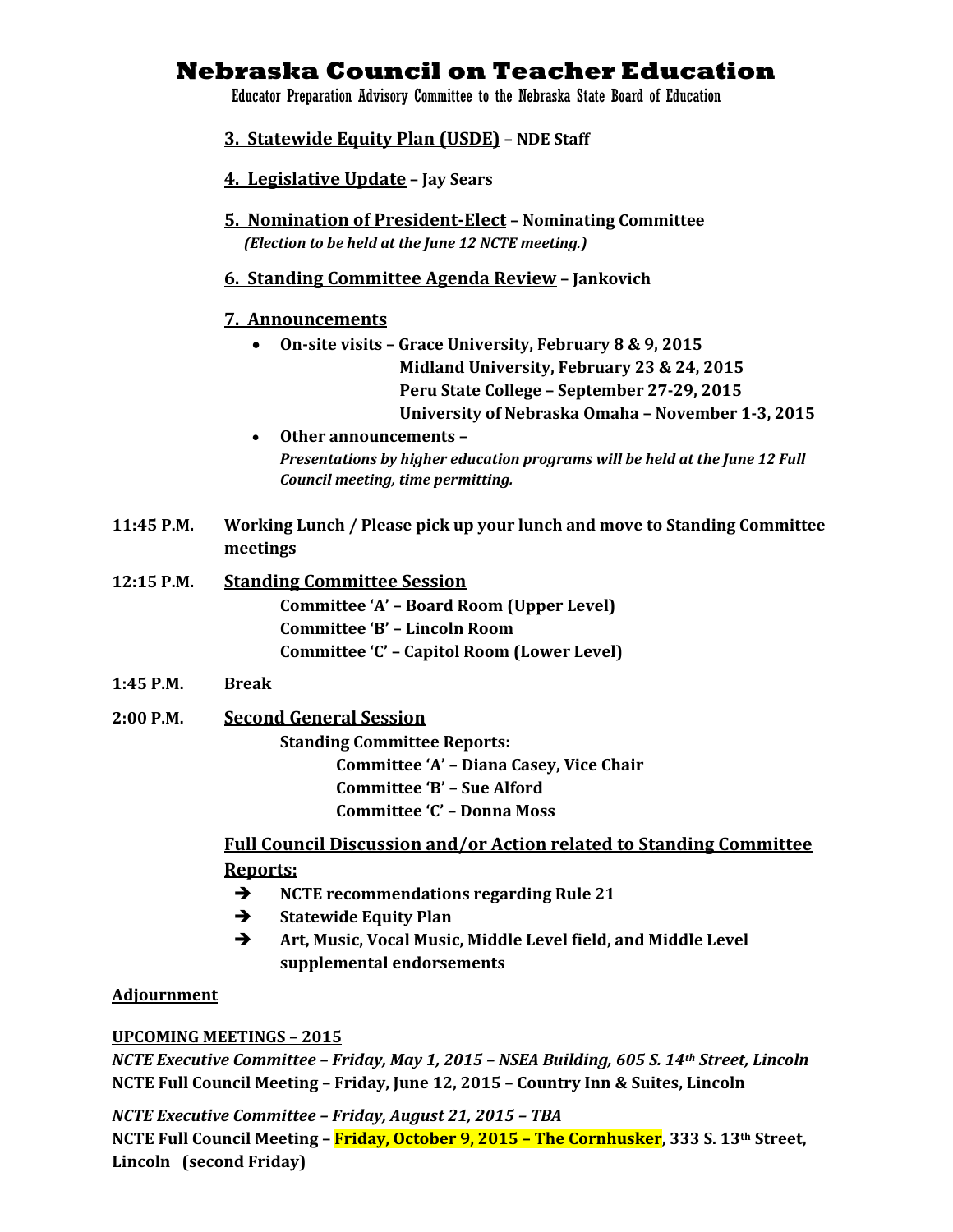# Nebraska Council on Teacher Education

Educator Preparation Advisory Committee to the Nebraska State Board of Education

**3. Statewide Equity Plan (USDE)** – **NDE Staff**

**4. Legislative Update** – **Jay Sears**

**5. Nomination of President-Elect** – **Nominating Committee**
***(Election to be held at the June 12 NCTE meeting.)***

**6. Standing Committee Agenda Review** – **Jankovich**

**7. Announcements**

- **On-site visits – Grace University, February 8 & 9, 2015**
  **Midland University, February 23 & 24, 2015**
  **Peru State College – September 27-29, 2015**
  **University of Nebraska Omaha – November 1-3, 2015**
- **Other announcements –**
  ***Presentations by higher education programs will be held at the June 12 Full Council meeting, time permitting.***

**11:45 P.M.** **Working Lunch / Please pick up your lunch and move to Standing Committee meetings**

**12:15 P.M.** **Standing Committee Session**

**Committee 'A' – Board Room (Upper Level)**
**Committee 'B' – Lincoln Room**
**Committee 'C' – Capitol Room (Lower Level)**

**1:45 P.M.** **Break**

**2:00 P.M.** **Second General Session**

**Standing Committee Reports:**

**Committee 'A' – Diana Casey, Vice Chair**
**Committee 'B' – Sue Alford**
**Committee 'C' – Donna Moss**

**Full Council Discussion and/or Action related to Standing Committee Reports:**

- ➔ **NCTE recommendations regarding Rule 21**
- ➔ **Statewide Equity Plan**
- ➔ **Art, Music, Vocal Music, Middle Level field, and Middle Level supplemental endorsements**

**Adjournment**

**UPCOMING MEETINGS – 2015**

***NCTE Executive Committee – Friday, May 1, 2015 – NSEA Building, 605 S. 14th Street, Lincoln***
**NCTE Full Council Meeting – Friday, June 12, 2015 – Country Inn & Suites, Lincoln**

***NCTE Executive Committee – Friday, August 21, 2015 – TBA***
**NCTE Full Council Meeting – Friday, October 9, 2015 – The Cornhusker, 333 S. 13th Street, Lincoln (second Friday)**